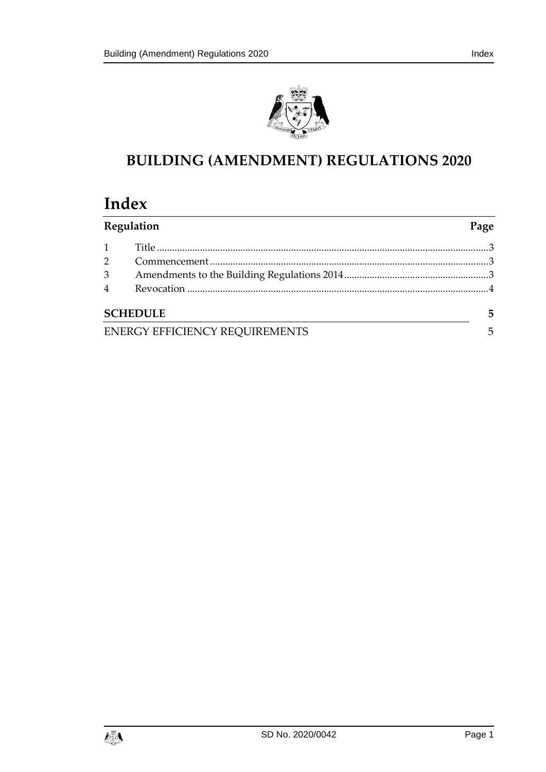# BUILDING (AMENDMENT) REGULATIONS 2020

## Index

| Regulation | | Page |
|---|---|---|
| 1 | Title | 3 |
| 2 | Commencement | 3 |
| 3 | Amendments to the Building Regulations 2014 | 3 |
| 4 | Revocation | 4 |

| | |
|---|---|
| **SCHEDULE** | **5** |
| ENERGY EFFICIENCY REQUIREMENTS | 5 |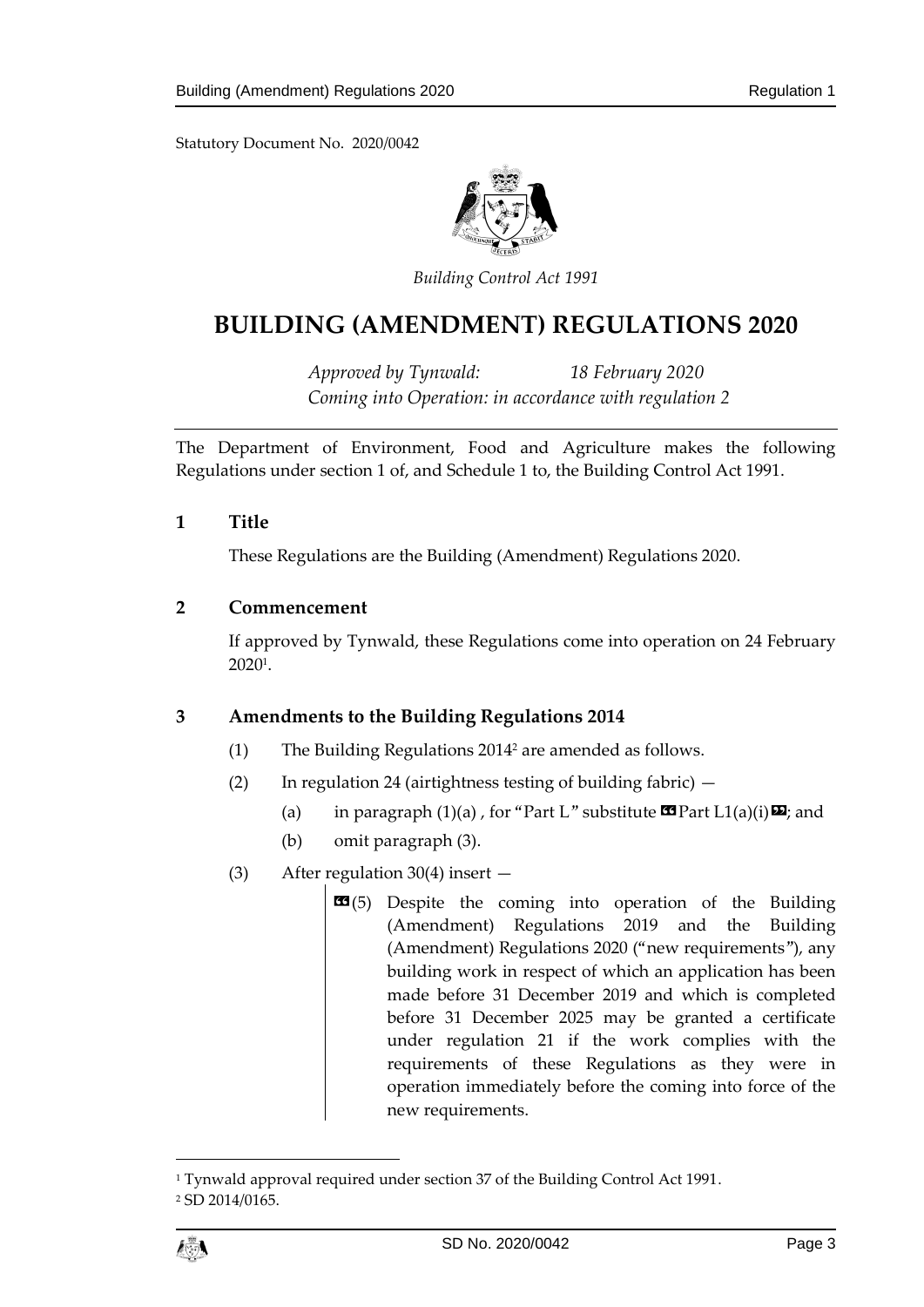Statutory Document No. 2020/0042

*Building Control Act 1991*

# BUILDING (AMENDMENT) REGULATIONS 2020

*Approved by Tynwald: 18 February 2020*
*Coming into Operation: in accordance with regulation 2*

The Department of Environment, Food and Agriculture makes the following Regulations under section 1 of, and Schedule 1 to, the Building Control Act 1991.

## 1 Title

These Regulations are the Building (Amendment) Regulations 2020.

## 2 Commencement

If approved by Tynwald, these Regulations come into operation on 24 February 2020[1].

## 3 Amendments to the Building Regulations 2014

(1) The Building Regulations 2014[2] are amended as follows.

(2) In regulation 24 (airtightness testing of building fabric) —

(a) in paragraph (1)(a) , for "Part L" substitute «Part L1(a)(i)»; and

(b) omit paragraph (3).

(3) After regulation 30(4) insert —

> «(5) Despite the coming into operation of the Building (Amendment) Regulations 2019 and the Building (Amendment) Regulations 2020 ("new requirements"), any building work in respect of which an application has been made before 31 December 2019 and which is completed before 31 December 2025 may be granted a certificate under regulation 21 if the work complies with the requirements of these Regulations as they were in operation immediately before the coming into force of the new requirements.

---

[1] Tynwald approval required under section 37 of the Building Control Act 1991.

[2] SD 2014/0165.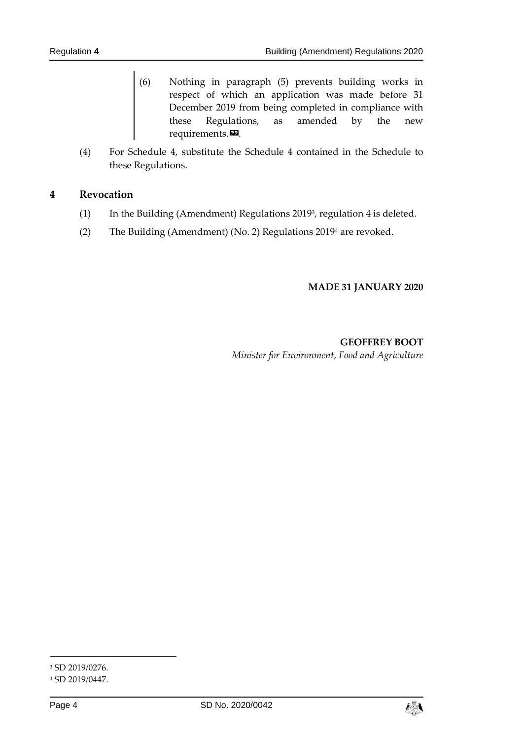(6) Nothing in paragraph (5) prevents building works in respect of which an application was made before 31 December 2019 from being completed in compliance with these Regulations, as amended by the new requirements. ».

(4) For Schedule 4, substitute the Schedule 4 contained in the Schedule to these Regulations.

## 4 Revocation

(1) In the Building (Amendment) Regulations 2019[3], regulation 4 is deleted.

(2) The Building (Amendment) (No. 2) Regulations 2019[4] are revoked.

**MADE 31 JANUARY 2020**

**GEOFFREY BOOT**
*Minister for Environment, Food and Agriculture*

---

[3] SD 2019/0276.

[4] SD 2019/0447.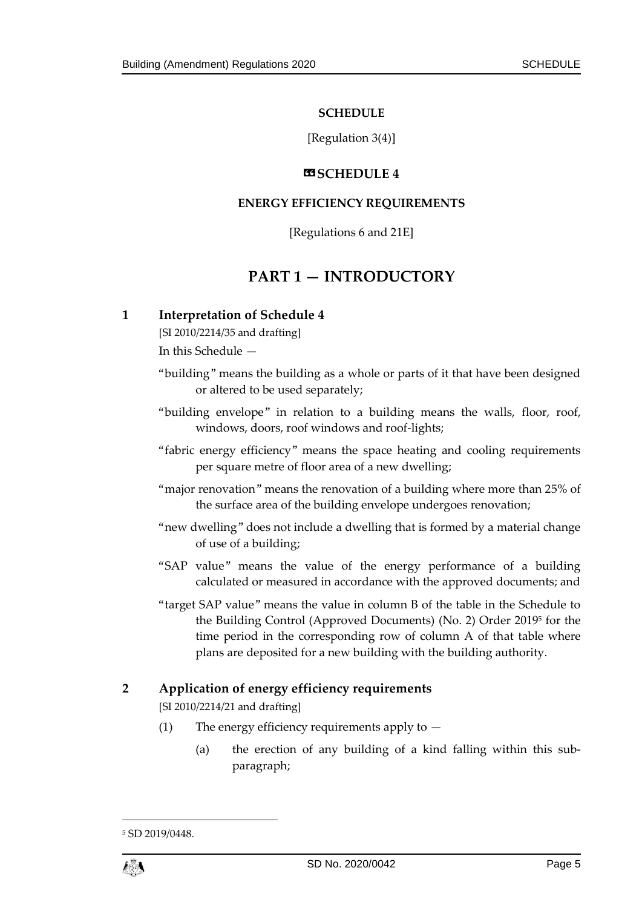**SCHEDULE**

[Regulation 3(4)]

**«SCHEDULE 4**

**ENERGY EFFICIENCY REQUIREMENTS**

[Regulations 6 and 21E]

# PART 1 — INTRODUCTORY

## 1 Interpretation of Schedule 4

[SI 2010/2214/35 and drafting]

In this Schedule —

"building" means the building as a whole or parts of it that have been designed or altered to be used separately;

"building envelope" in relation to a building means the walls, floor, roof, windows, doors, roof windows and roof-lights;

"fabric energy efficiency" means the space heating and cooling requirements per square metre of floor area of a new dwelling;

"major renovation" means the renovation of a building where more than 25% of the surface area of the building envelope undergoes renovation;

"new dwelling" does not include a dwelling that is formed by a material change of use of a building;

"SAP value" means the value of the energy performance of a building calculated or measured in accordance with the approved documents; and

"target SAP value" means the value in column B of the table in the Schedule to the Building Control (Approved Documents) (No. 2) Order 2019[5] for the time period in the corresponding row of column A of that table where plans are deposited for a new building with the building authority.

## 2 Application of energy efficiency requirements

[SI 2010/2214/21 and drafting]

(1) The energy efficiency requirements apply to —

(a) the erection of any building of a kind falling within this sub-paragraph;

[5] SD 2019/0448.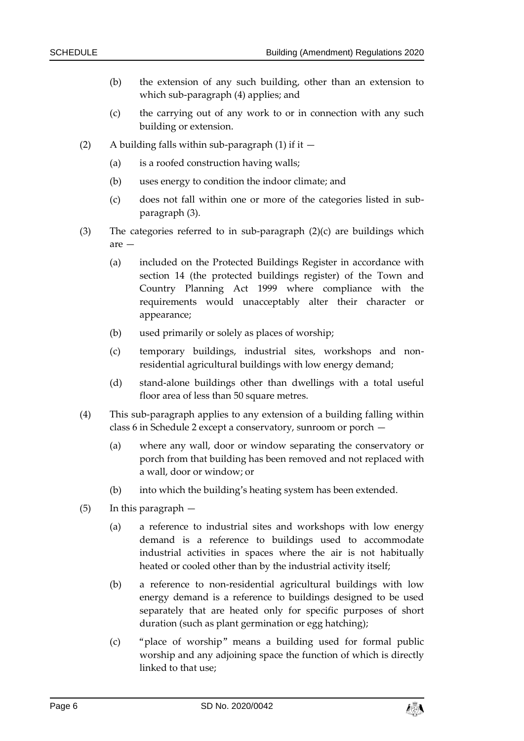(b) the extension of any such building, other than an extension to which sub-paragraph (4) applies; and

(c) the carrying out of any work to or in connection with any such building or extension.

(2) A building falls within sub-paragraph (1) if it —

(a) is a roofed construction having walls;

(b) uses energy to condition the indoor climate; and

(c) does not fall within one or more of the categories listed in sub-paragraph (3).

(3) The categories referred to in sub-paragraph (2)(c) are buildings which are —

(a) included on the Protected Buildings Register in accordance with section 14 (the protected buildings register) of the Town and Country Planning Act 1999 where compliance with the requirements would unacceptably alter their character or appearance;

(b) used primarily or solely as places of worship;

(c) temporary buildings, industrial sites, workshops and non-residential agricultural buildings with low energy demand;

(d) stand-alone buildings other than dwellings with a total useful floor area of less than 50 square metres.

(4) This sub-paragraph applies to any extension of a building falling within class 6 in Schedule 2 except a conservatory, sunroom or porch —

(a) where any wall, door or window separating the conservatory or porch from that building has been removed and not replaced with a wall, door or window; or

(b) into which the building's heating system has been extended.

(5) In this paragraph —

(a) a reference to industrial sites and workshops with low energy demand is a reference to buildings used to accommodate industrial activities in spaces where the air is not habitually heated or cooled other than by the industrial activity itself;

(b) a reference to non-residential agricultural buildings with low energy demand is a reference to buildings designed to be used separately that are heated only for specific purposes of short duration (such as plant germination or egg hatching);

(c) "place of worship" means a building used for formal public worship and any adjoining space the function of which is directly linked to that use;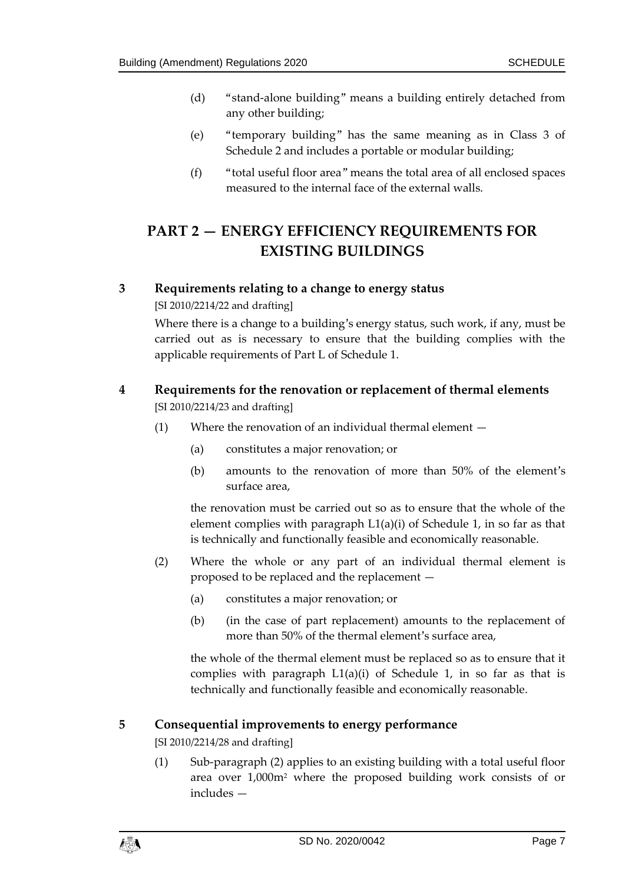(d) "stand-alone building" means a building entirely detached from any other building;

(e) "temporary building" has the same meaning as in Class 3 of Schedule 2 and includes a portable or modular building;

(f) "total useful floor area" means the total area of all enclosed spaces measured to the internal face of the external walls.

## PART 2 — ENERGY EFFICIENCY REQUIREMENTS FOR EXISTING BUILDINGS

### 3 Requirements relating to a change to energy status

[SI 2010/2214/22 and drafting]

Where there is a change to a building's energy status, such work, if any, must be carried out as is necessary to ensure that the building complies with the applicable requirements of Part L of Schedule 1.

### 4 Requirements for the renovation or replacement of thermal elements

[SI 2010/2214/23 and drafting]

(1) Where the renovation of an individual thermal element —

(a) constitutes a major renovation; or

(b) amounts to the renovation of more than 50% of the element's surface area,

the renovation must be carried out so as to ensure that the whole of the element complies with paragraph L1(a)(i) of Schedule 1, in so far as that is technically and functionally feasible and economically reasonable.

(2) Where the whole or any part of an individual thermal element is proposed to be replaced and the replacement —

(a) constitutes a major renovation; or

(b) (in the case of part replacement) amounts to the replacement of more than 50% of the thermal element's surface area,

the whole of the thermal element must be replaced so as to ensure that it complies with paragraph L1(a)(i) of Schedule 1, in so far as that is technically and functionally feasible and economically reasonable.

### 5 Consequential improvements to energy performance

[SI 2010/2214/28 and drafting]

(1) Sub-paragraph (2) applies to an existing building with a total useful floor area over 1,000$m^2$ where the proposed building work consists of or includes —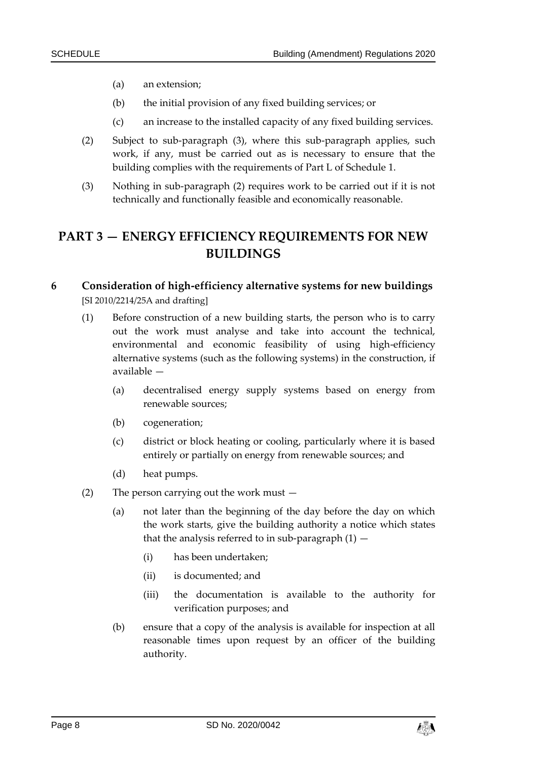(a) an extension;

(b) the initial provision of any fixed building services; or

(c) an increase to the installed capacity of any fixed building services.

(2) Subject to sub-paragraph (3), where this sub-paragraph applies, such work, if any, must be carried out as is necessary to ensure that the building complies with the requirements of Part L of Schedule 1.

(3) Nothing in sub-paragraph (2) requires work to be carried out if it is not technically and functionally feasible and economically reasonable.

## PART 3 — ENERGY EFFICIENCY REQUIREMENTS FOR NEW BUILDINGS

### 6 Consideration of high-efficiency alternative systems for new buildings

[SI 2010/2214/25A and drafting]

(1) Before construction of a new building starts, the person who is to carry out the work must analyse and take into account the technical, environmental and economic feasibility of using high-efficiency alternative systems (such as the following systems) in the construction, if available —

(a) decentralised energy supply systems based on energy from renewable sources;

(b) cogeneration;

(c) district or block heating or cooling, particularly where it is based entirely or partially on energy from renewable sources; and

(d) heat pumps.

(2) The person carrying out the work must —

(a) not later than the beginning of the day before the day on which the work starts, give the building authority a notice which states that the analysis referred to in sub-paragraph (1) —

(i) has been undertaken;

(ii) is documented; and

(iii) the documentation is available to the authority for verification purposes; and

(b) ensure that a copy of the analysis is available for inspection at all reasonable times upon request by an officer of the building authority.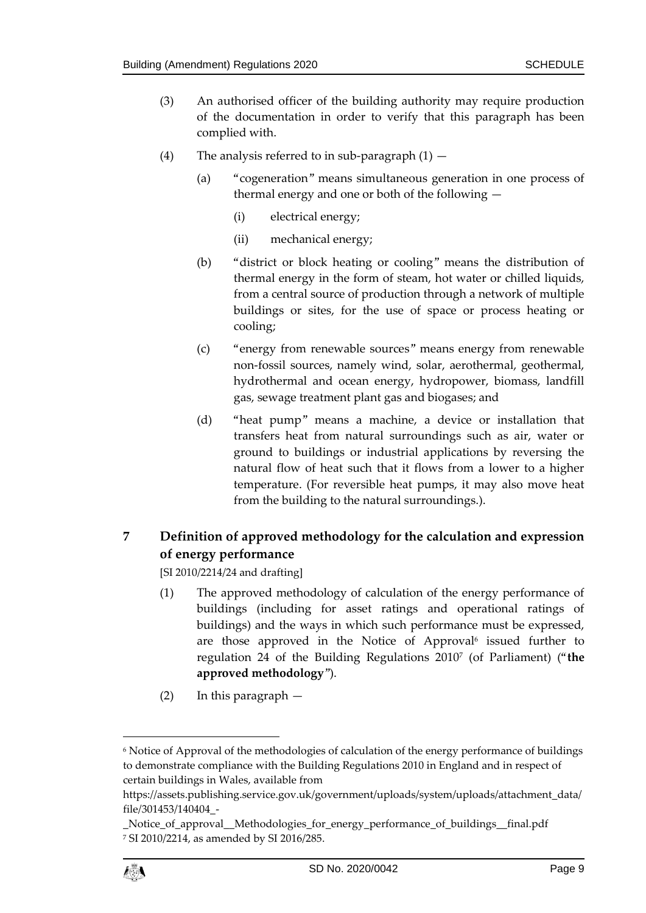(3) An authorised officer of the building authority may require production of the documentation in order to verify that this paragraph has been complied with.

(4) The analysis referred to in sub-paragraph (1) —

(a) "cogeneration" means simultaneous generation in one process of thermal energy and one or both of the following —

(i) electrical energy;

(ii) mechanical energy;

(b) "district or block heating or cooling" means the distribution of thermal energy in the form of steam, hot water or chilled liquids, from a central source of production through a network of multiple buildings or sites, for the use of space or process heating or cooling;

(c) "energy from renewable sources" means energy from renewable non-fossil sources, namely wind, solar, aerothermal, geothermal, hydrothermal and ocean energy, hydropower, biomass, landfill gas, sewage treatment plant gas and biogases; and

(d) "heat pump" means a machine, a device or installation that transfers heat from natural surroundings such as air, water or ground to buildings or industrial applications by reversing the natural flow of heat such that it flows from a lower to a higher temperature. (For reversible heat pumps, it may also move heat from the building to the natural surroundings.).

## 7 Definition of approved methodology for the calculation and expression of energy performance

[SI 2010/2214/24 and drafting]

(1) The approved methodology of calculation of the energy performance of buildings (including for asset ratings and operational ratings of buildings) and the ways in which such performance must be expressed, are those approved in the Notice of Approval[6] issued further to regulation 24 of the Building Regulations 2010[7] (of Parliament) ("**the approved methodology**").

(2) In this paragraph —

---

[6] Notice of Approval of the methodologies of calculation of the energy performance of buildings to demonstrate compliance with the Building Regulations 2010 in England and in respect of certain buildings in Wales, available from https://assets.publishing.service.gov.uk/government/uploads/system/uploads/attachment_data/file/301453/140404_-_Notice_of_approval__Methodologies_for_energy_performance_of_buildings__final.pdf

[7] SI 2010/2214, as amended by SI 2016/285.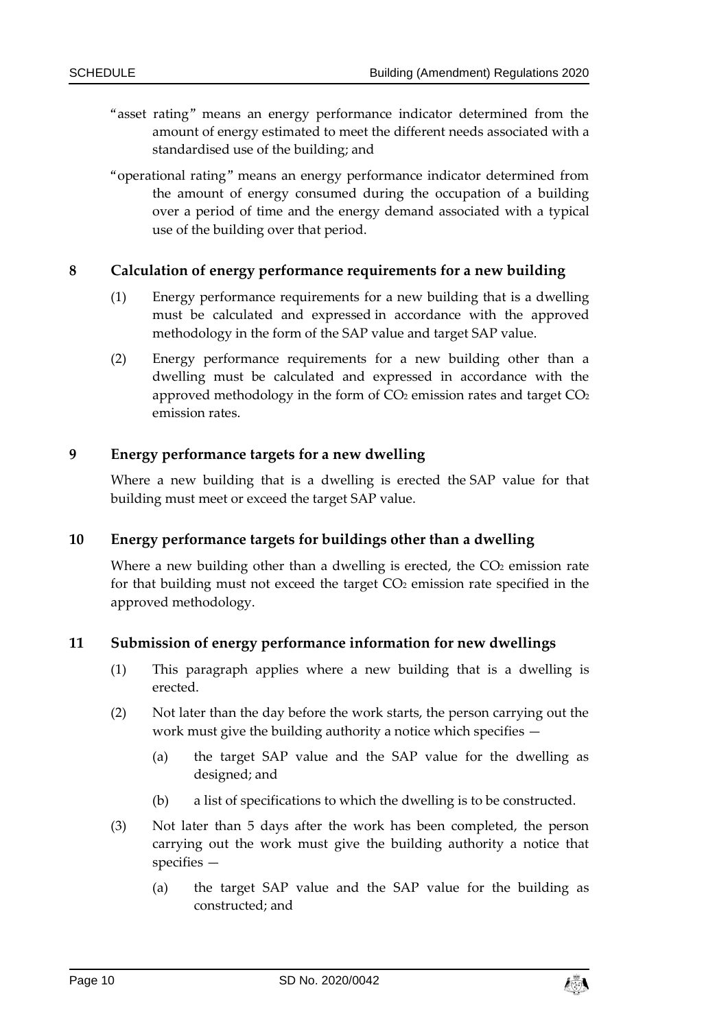"asset rating" means an energy performance indicator determined from the amount of energy estimated to meet the different needs associated with a standardised use of the building; and

"operational rating" means an energy performance indicator determined from the amount of energy consumed during the occupation of a building over a period of time and the energy demand associated with a typical use of the building over that period.

### 8 Calculation of energy performance requirements for a new building

(1) Energy performance requirements for a new building that is a dwelling must be calculated and expressed in accordance with the approved methodology in the form of the SAP value and target SAP value.

(2) Energy performance requirements for a new building other than a dwelling must be calculated and expressed in accordance with the approved methodology in the form of $CO_2$ emission rates and target $CO_2$ emission rates.

### 9 Energy performance targets for a new dwelling

Where a new building that is a dwelling is erected the SAP value for that building must meet or exceed the target SAP value.

### 10 Energy performance targets for buildings other than a dwelling

Where a new building other than a dwelling is erected, the $CO_2$ emission rate for that building must not exceed the target $CO_2$ emission rate specified in the approved methodology.

### 11 Submission of energy performance information for new dwellings

(1) This paragraph applies where a new building that is a dwelling is erected.

(2) Not later than the day before the work starts, the person carrying out the work must give the building authority a notice which specifies —

- (a) the target SAP value and the SAP value for the dwelling as designed; and
- (b) a list of specifications to which the dwelling is to be constructed.

(3) Not later than 5 days after the work has been completed, the person carrying out the work must give the building authority a notice that specifies —

- (a) the target SAP value and the SAP value for the building as constructed; and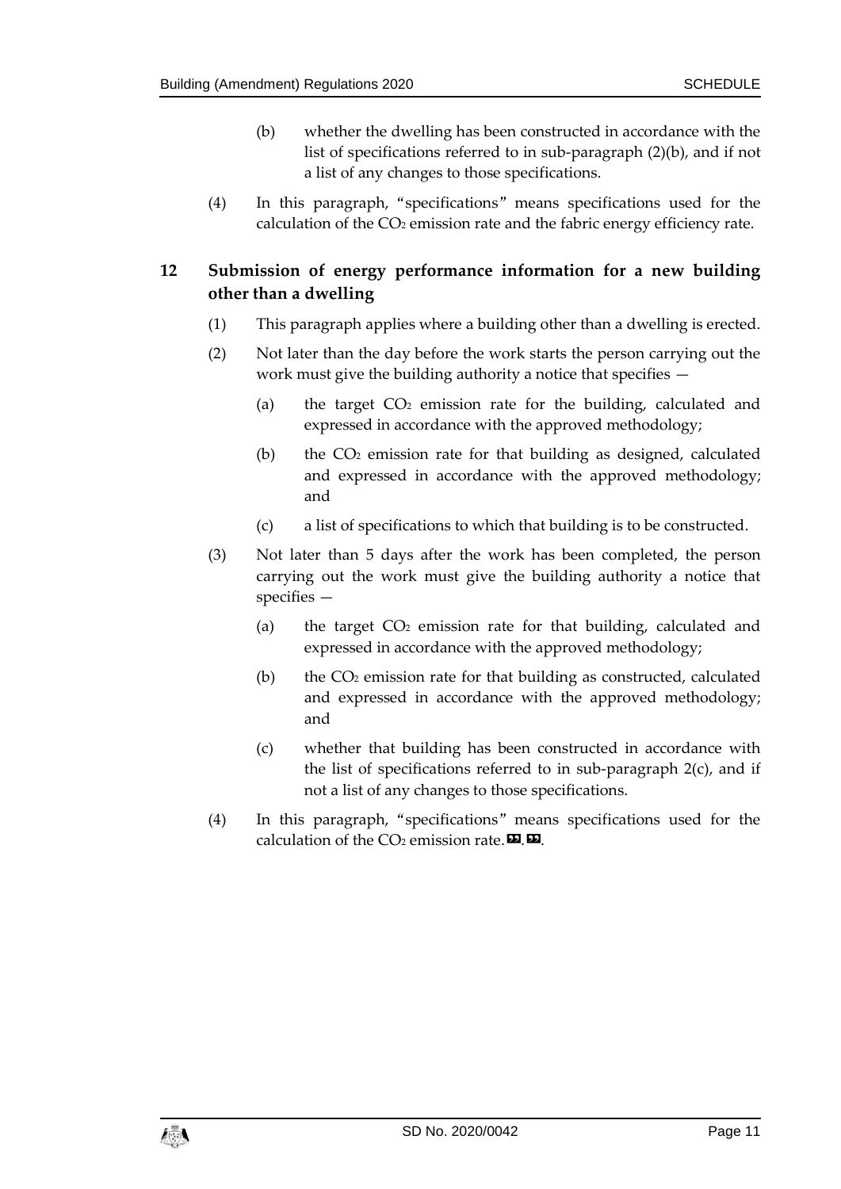(b) whether the dwelling has been constructed in accordance with the list of specifications referred to in sub-paragraph (2)(b), and if not a list of any changes to those specifications.

(4) In this paragraph, "specifications" means specifications used for the calculation of the $CO_2$ emission rate and the fabric energy efficiency rate.

## 12 Submission of energy performance information for a new building other than a dwelling

(1) This paragraph applies where a building other than a dwelling is erected.

(2) Not later than the day before the work starts the person carrying out the work must give the building authority a notice that specifies —

(a) the target $CO_2$ emission rate for the building, calculated and expressed in accordance with the approved methodology;

(b) the $CO_2$ emission rate for that building as designed, calculated and expressed in accordance with the approved methodology; and

(c) a list of specifications to which that building is to be constructed.

(3) Not later than 5 days after the work has been completed, the person carrying out the work must give the building authority a notice that specifies —

(a) the target $CO_2$ emission rate for that building, calculated and expressed in accordance with the approved methodology;

(b) the $CO_2$ emission rate for that building as constructed, calculated and expressed in accordance with the approved methodology; and

(c) whether that building has been constructed in accordance with the list of specifications referred to in sub-paragraph 2(c), and if not a list of any changes to those specifications.

(4) In this paragraph, "specifications" means specifications used for the calculation of the $CO_2$ emission rate.».».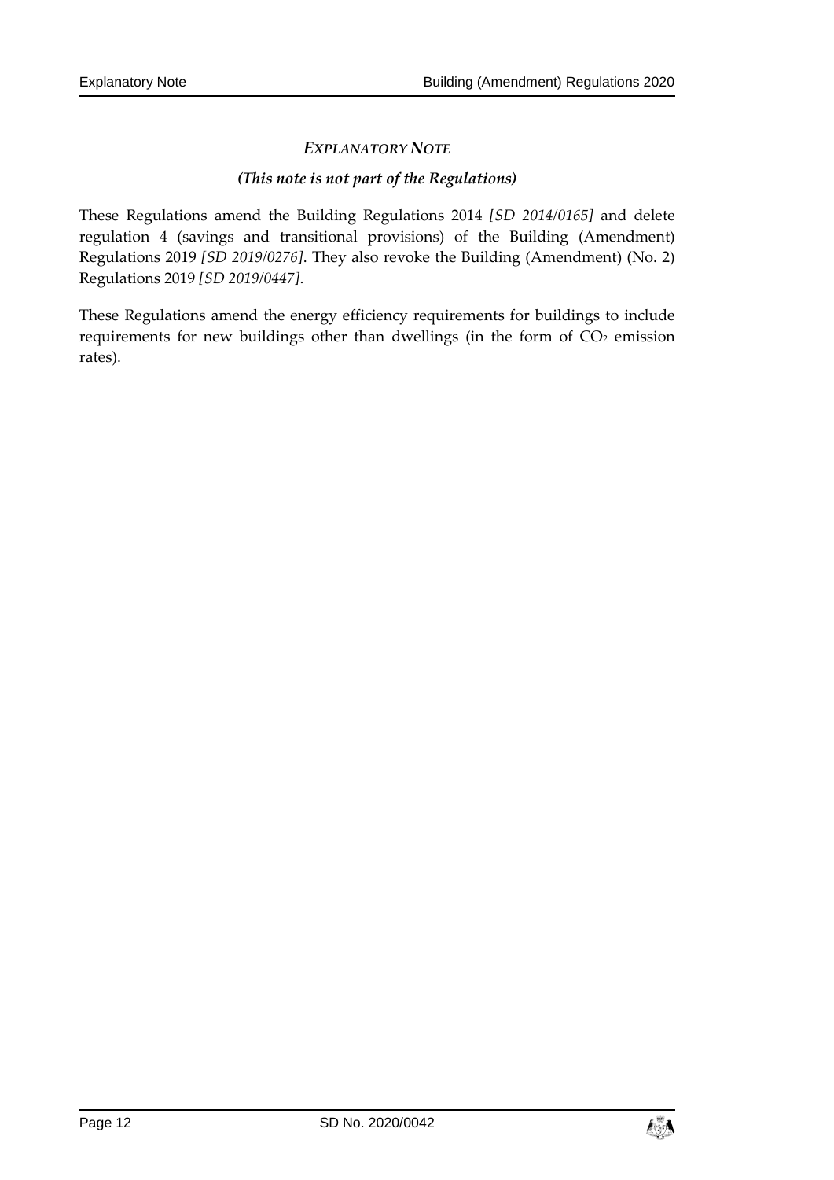*EXPLANATORY NOTE*

***(This note is not part of the Regulations)***

These Regulations amend the Building Regulations 2014 *[SD 2014/0165]* and delete regulation 4 (savings and transitional provisions) of the Building (Amendment) Regulations 2019 *[SD 2019/0276]*. They also revoke the Building (Amendment) (No. 2) Regulations 2019 *[SD 2019/0447]*.

These Regulations amend the energy efficiency requirements for buildings to include requirements for new buildings other than dwellings (in the form of $CO_2$ emission rates).